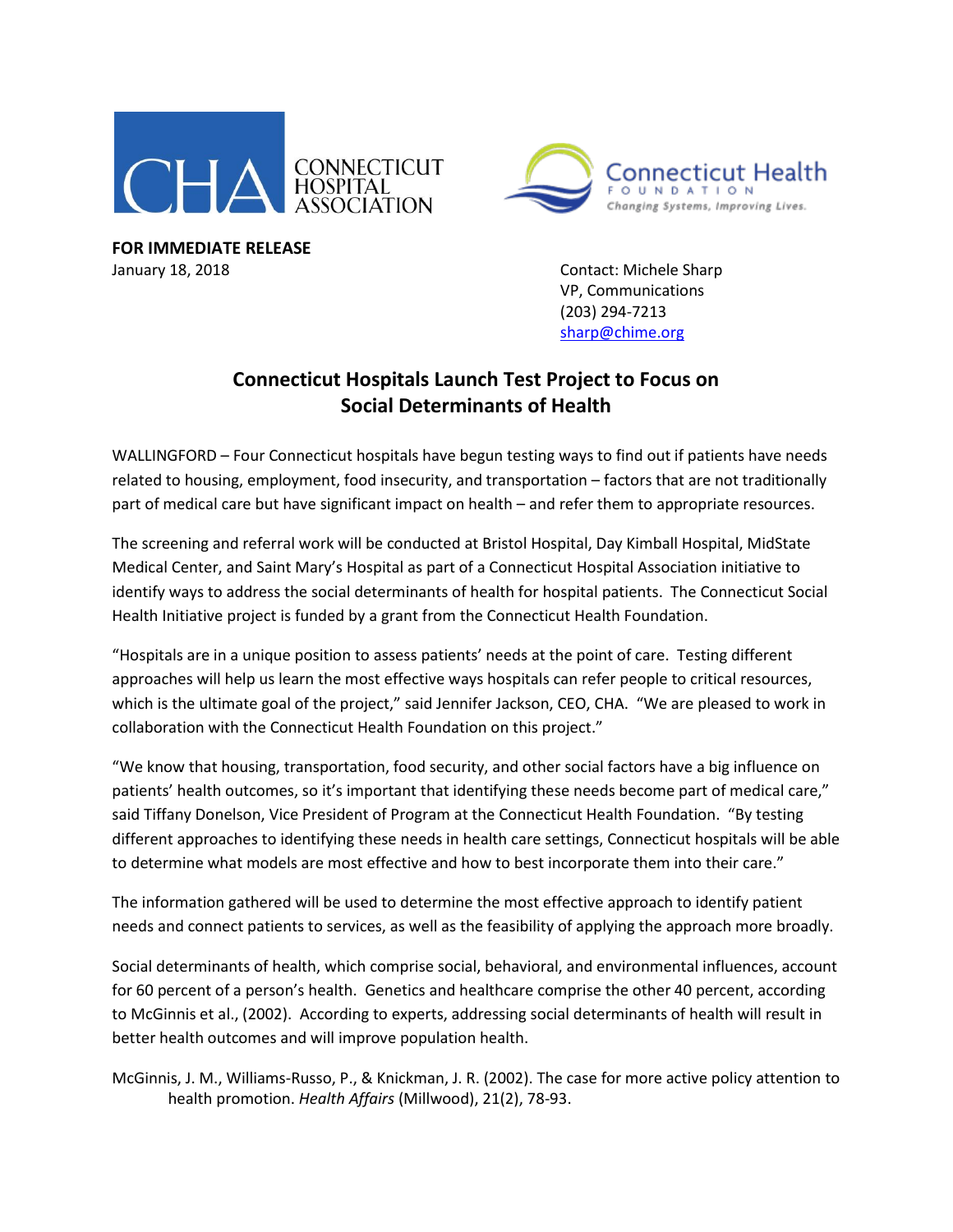CONNECTICUT HOSPITAL ASSOCIATION

Connecticut Health FOUNDATION — Changing Systems, Improving Lives.

**FOR IMMEDIATE RELEASE**
January 18, 2018

Contact: Michele Sharp
VP, Communications
(203) 294-7213
sharp@chime.org

## Connecticut Hospitals Launch Test Project to Focus on Social Determinants of Health

WALLINGFORD – Four Connecticut hospitals have begun testing ways to find out if patients have needs related to housing, employment, food insecurity, and transportation – factors that are not traditionally part of medical care but have significant impact on health – and refer them to appropriate resources.

The screening and referral work will be conducted at Bristol Hospital, Day Kimball Hospital, MidState Medical Center, and Saint Mary's Hospital as part of a Connecticut Hospital Association initiative to identify ways to address the social determinants of health for hospital patients. The Connecticut Social Health Initiative project is funded by a grant from the Connecticut Health Foundation.

"Hospitals are in a unique position to assess patients' needs at the point of care. Testing different approaches will help us learn the most effective ways hospitals can refer people to critical resources, which is the ultimate goal of the project," said Jennifer Jackson, CEO, CHA. "We are pleased to work in collaboration with the Connecticut Health Foundation on this project."

"We know that housing, transportation, food security, and other social factors have a big influence on patients' health outcomes, so it's important that identifying these needs become part of medical care," said Tiffany Donelson, Vice President of Program at the Connecticut Health Foundation. "By testing different approaches to identifying these needs in health care settings, Connecticut hospitals will be able to determine what models are most effective and how to best incorporate them into their care."

The information gathered will be used to determine the most effective approach to identify patient needs and connect patients to services, as well as the feasibility of applying the approach more broadly.

Social determinants of health, which comprise social, behavioral, and environmental influences, account for 60 percent of a person's health. Genetics and healthcare comprise the other 40 percent, according to McGinnis et al., (2002). According to experts, addressing social determinants of health will result in better health outcomes and will improve population health.

McGinnis, J. M., Williams-Russo, P., & Knickman, J. R. (2002). The case for more active policy attention to health promotion. *Health Affairs* (Millwood), 21(2), 78-93.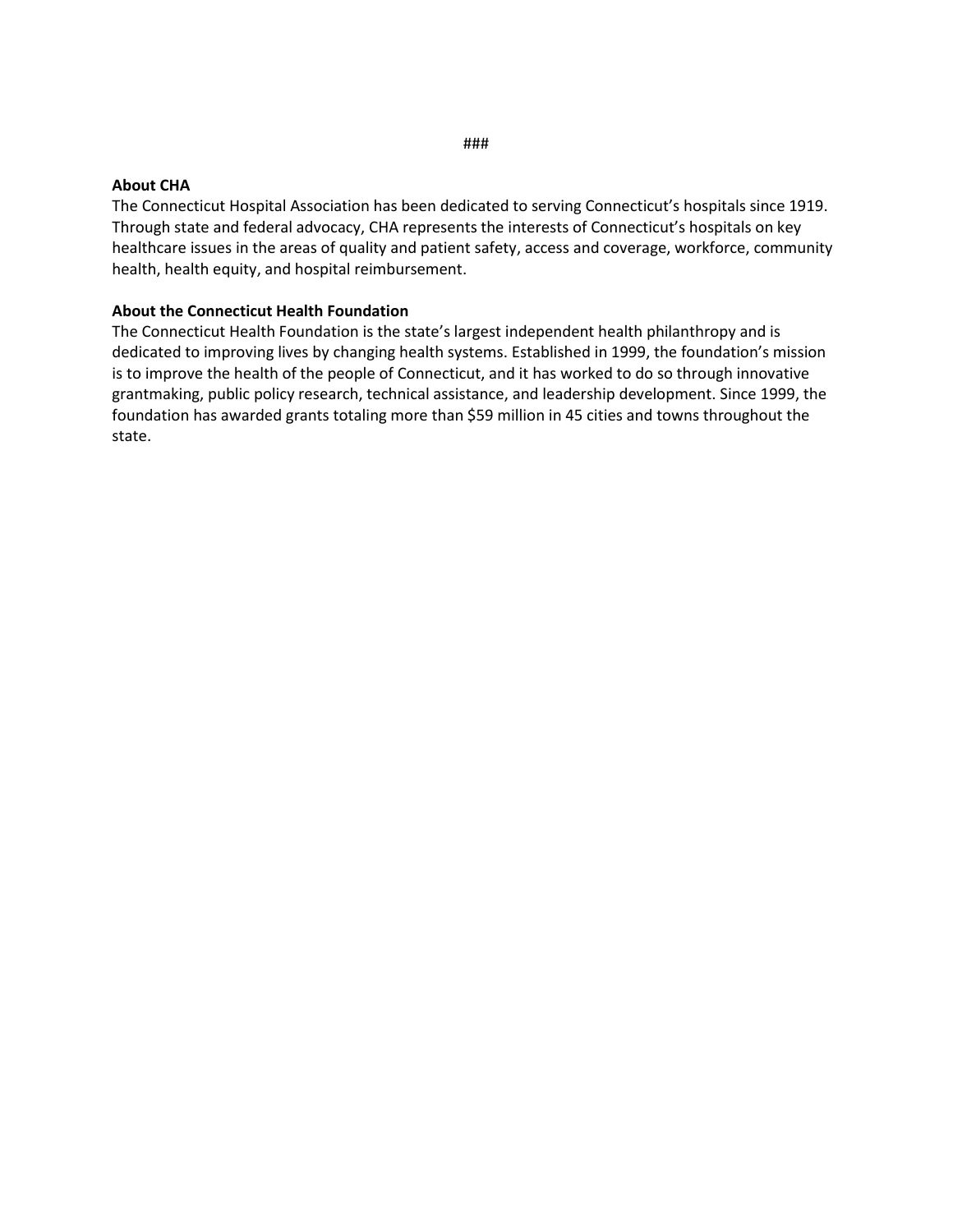###

**About CHA**
The Connecticut Hospital Association has been dedicated to serving Connecticut's hospitals since 1919. Through state and federal advocacy, CHA represents the interests of Connecticut's hospitals on key healthcare issues in the areas of quality and patient safety, access and coverage, workforce, community health, health equity, and hospital reimbursement.

**About the Connecticut Health Foundation**
The Connecticut Health Foundation is the state's largest independent health philanthropy and is dedicated to improving lives by changing health systems. Established in 1999, the foundation's mission is to improve the health of the people of Connecticut, and it has worked to do so through innovative grantmaking, public policy research, technical assistance, and leadership development. Since 1999, the foundation has awarded grants totaling more than $59 million in 45 cities and towns throughout the state.